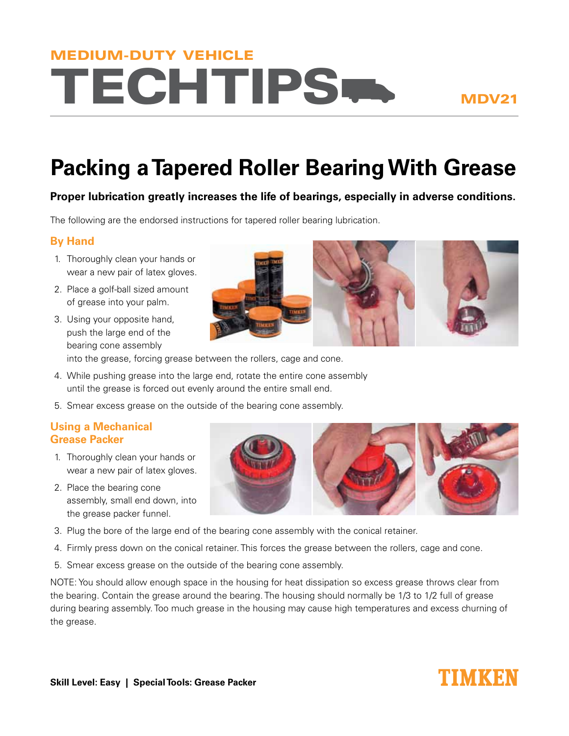MEDIUM-DUTY VEHICLE

# TECHTIPS

MDV21

# Packing a Tapered Roller Bearing With Grease

**Proper lubrication greatly increases the life of bearings, especially in adverse conditions.**

The following are the endorsed instructions for tapered roller bearing lubrication.

## By Hand

1. Thoroughly clean your hands or wear a new pair of latex gloves.
2. Place a golf-ball sized amount of grease into your palm.
3. Using your opposite hand, push the large end of the bearing cone assembly into the grease, forcing grease between the rollers, cage and cone.
4. While pushing grease into the large end, rotate the entire cone assembly until the grease is forced out evenly around the entire small end.
5. Smear excess grease on the outside of the bearing cone assembly.

## Using a Mechanical Grease Packer

1. Thoroughly clean your hands or wear a new pair of latex gloves.
2. Place the bearing cone assembly, small end down, into the grease packer funnel.
3. Plug the bore of the large end of the bearing cone assembly with the conical retainer.
4. Firmly press down on the conical retainer. This forces the grease between the rollers, cage and cone.
5. Smear excess grease on the outside of the bearing cone assembly.

NOTE: You should allow enough space in the housing for heat dissipation so excess grease throws clear from the bearing. Contain the grease around the bearing. The housing should normally be 1/3 to 1/2 full of grease during bearing assembly. Too much grease in the housing may cause high temperatures and excess churning of the grease.

**Skill Level: Easy | Special Tools: Grease Packer**

TIMKEN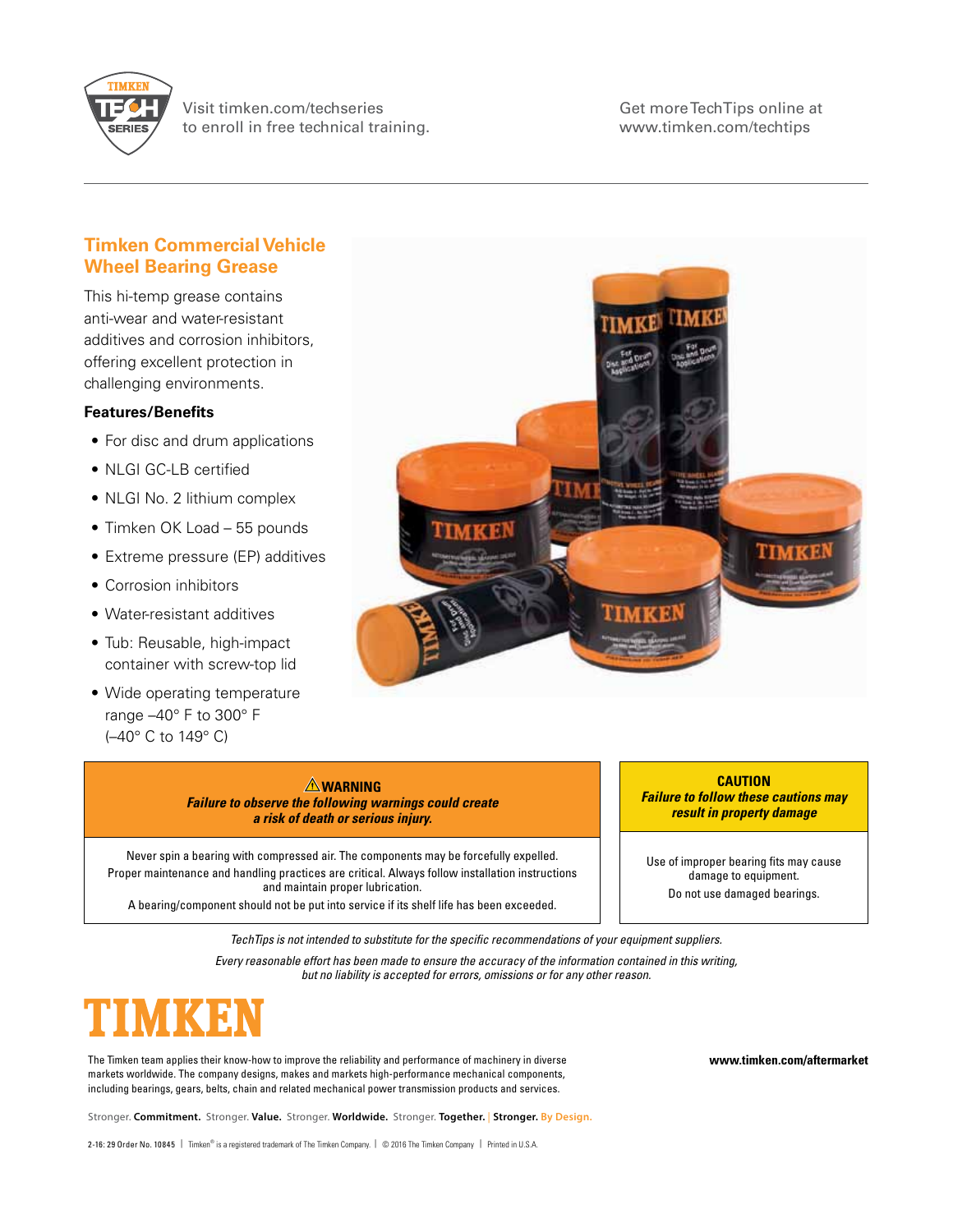Visit timken.com/techseries to enroll in free technical training.

Get more TechTips online at www.timken.com/techtips

## Timken Commercial Vehicle Wheel Bearing Grease

This hi-temp grease contains anti-wear and water-resistant additives and corrosion inhibitors, offering excellent protection in challenging environments.

### Features/Benefits

- For disc and drum applications
- NLGI GC-LB certified
- NLGI No. 2 lithium complex
- Timken OK Load – 55 pounds
- Extreme pressure (EP) additives
- Corrosion inhibitors
- Water-resistant additives
- Tub: Reusable, high-impact container with screw-top lid
- Wide operating temperature range –40° F to 300° F (–40° C to 149° C)

**⚠WARNING**
***Failure to observe the following warnings could create a risk of death or serious injury.***

Never spin a bearing with compressed air. The components may be forcefully expelled.
Proper maintenance and handling practices are critical. Always follow installation instructions and maintain proper lubrication.
A bearing/component should not be put into service if its shelf life has been exceeded.

**CAUTION**
***Failure to follow these cautions may result in property damage***

Use of improper bearing fits may cause damage to equipment.
Do not use damaged bearings.

*TechTips is not intended to substitute for the specific recommendations of your equipment suppliers.*

*Every reasonable effort has been made to ensure the accuracy of the information contained in this writing, but no liability is accepted for errors, omissions or for any other reason.*

**TIMKEN**

The Timken team applies their know-how to improve the reliability and performance of machinery in diverse markets worldwide. The company designs, makes and markets high-performance mechanical components, including bearings, gears, belts, chain and related mechanical power transmission products and services.

**www.timken.com/aftermarket**

Stronger. **Commitment.** Stronger. **Value.** Stronger. **Worldwide.** Stronger. **Together.** | **Stronger.** By Design.

2-16: 29 Order No. 10845 | Timken® is a registered trademark of The Timken Company. | © 2016 The Timken Company | Printed in U.S.A.